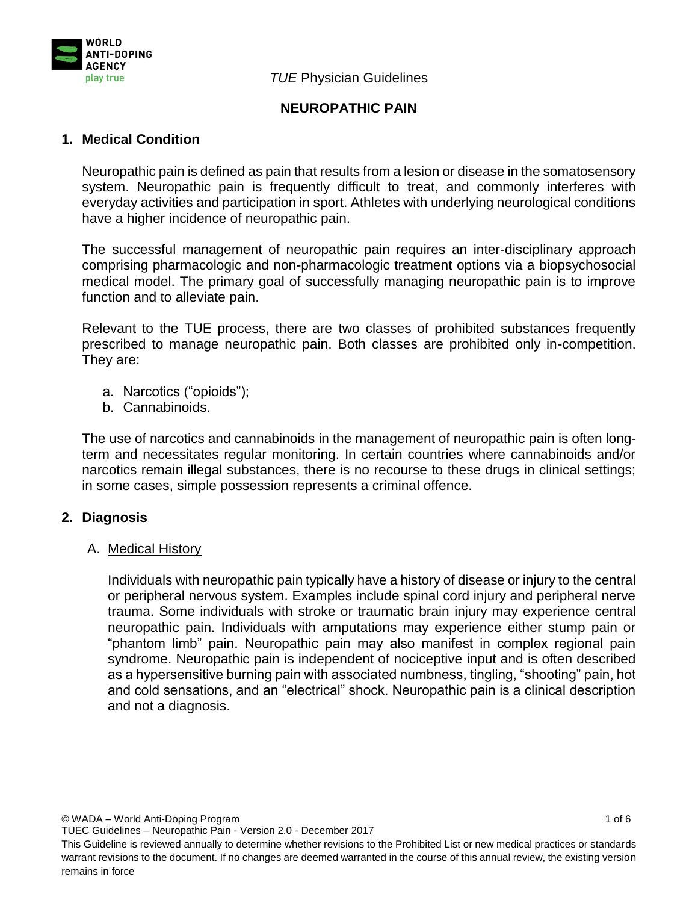*TUE* Physician Guidelines

# NEUROPATHIC PAIN

## 1. Medical Condition

Neuropathic pain is defined as pain that results from a lesion or disease in the somatosensory system. Neuropathic pain is frequently difficult to treat, and commonly interferes with everyday activities and participation in sport. Athletes with underlying neurological conditions have a higher incidence of neuropathic pain.

The successful management of neuropathic pain requires an inter-disciplinary approach comprising pharmacologic and non-pharmacologic treatment options via a biopsychosocial medical model. The primary goal of successfully managing neuropathic pain is to improve function and to alleviate pain.

Relevant to the TUE process, there are two classes of prohibited substances frequently prescribed to manage neuropathic pain. Both classes are prohibited only in-competition. They are:

a. Narcotics ("opioids");
b. Cannabinoids.

The use of narcotics and cannabinoids in the management of neuropathic pain is often long-term and necessitates regular monitoring. In certain countries where cannabinoids and/or narcotics remain illegal substances, there is no recourse to these drugs in clinical settings; in some cases, simple possession represents a criminal offence.

## 2. Diagnosis

### A. Medical History

Individuals with neuropathic pain typically have a history of disease or injury to the central or peripheral nervous system. Examples include spinal cord injury and peripheral nerve trauma. Some individuals with stroke or traumatic brain injury may experience central neuropathic pain. Individuals with amputations may experience either stump pain or "phantom limb" pain. Neuropathic pain may also manifest in complex regional pain syndrome. Neuropathic pain is independent of nociceptive input and is often described as a hypersensitive burning pain with associated numbness, tingling, "shooting" pain, hot and cold sensations, and an "electrical" shock. Neuropathic pain is a clinical description and not a diagnosis.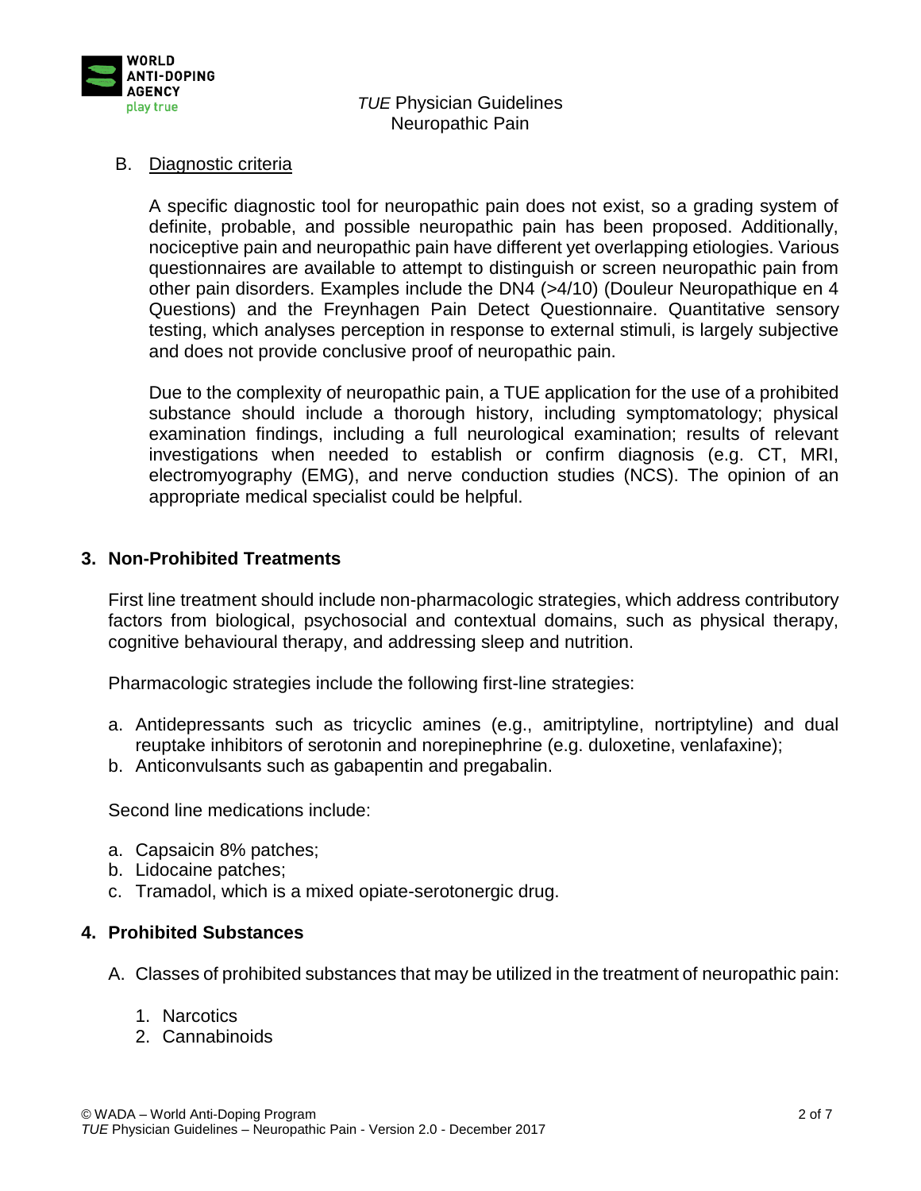B. Diagnostic criteria

A specific diagnostic tool for neuropathic pain does not exist, so a grading system of definite, probable, and possible neuropathic pain has been proposed. Additionally, nociceptive pain and neuropathic pain have different yet overlapping etiologies. Various questionnaires are available to attempt to distinguish or screen neuropathic pain from other pain disorders. Examples include the DN4 (>4/10) (Douleur Neuropathique en 4 Questions) and the Freynhagen Pain Detect Questionnaire. Quantitative sensory testing, which analyses perception in response to external stimuli, is largely subjective and does not provide conclusive proof of neuropathic pain.

Due to the complexity of neuropathic pain, a TUE application for the use of a prohibited substance should include a thorough history, including symptomatology; physical examination findings, including a full neurological examination; results of relevant investigations when needed to establish or confirm diagnosis (e.g. CT, MRI, electromyography (EMG), and nerve conduction studies (NCS). The opinion of an appropriate medical specialist could be helpful.

## 3. Non-Prohibited Treatments

First line treatment should include non-pharmacologic strategies, which address contributory factors from biological, psychosocial and contextual domains, such as physical therapy, cognitive behavioural therapy, and addressing sleep and nutrition.

Pharmacologic strategies include the following first-line strategies:

a. Antidepressants such as tricyclic amines (e.g., amitriptyline, nortriptyline) and dual reuptake inhibitors of serotonin and norepinephrine (e.g. duloxetine, venlafaxine);
b. Anticonvulsants such as gabapentin and pregabalin.

Second line medications include:

a. Capsaicin 8% patches;
b. Lidocaine patches;
c. Tramadol, which is a mixed opiate-serotonergic drug.

## 4. Prohibited Substances

A. Classes of prohibited substances that may be utilized in the treatment of neuropathic pain:

1. Narcotics
2. Cannabinoids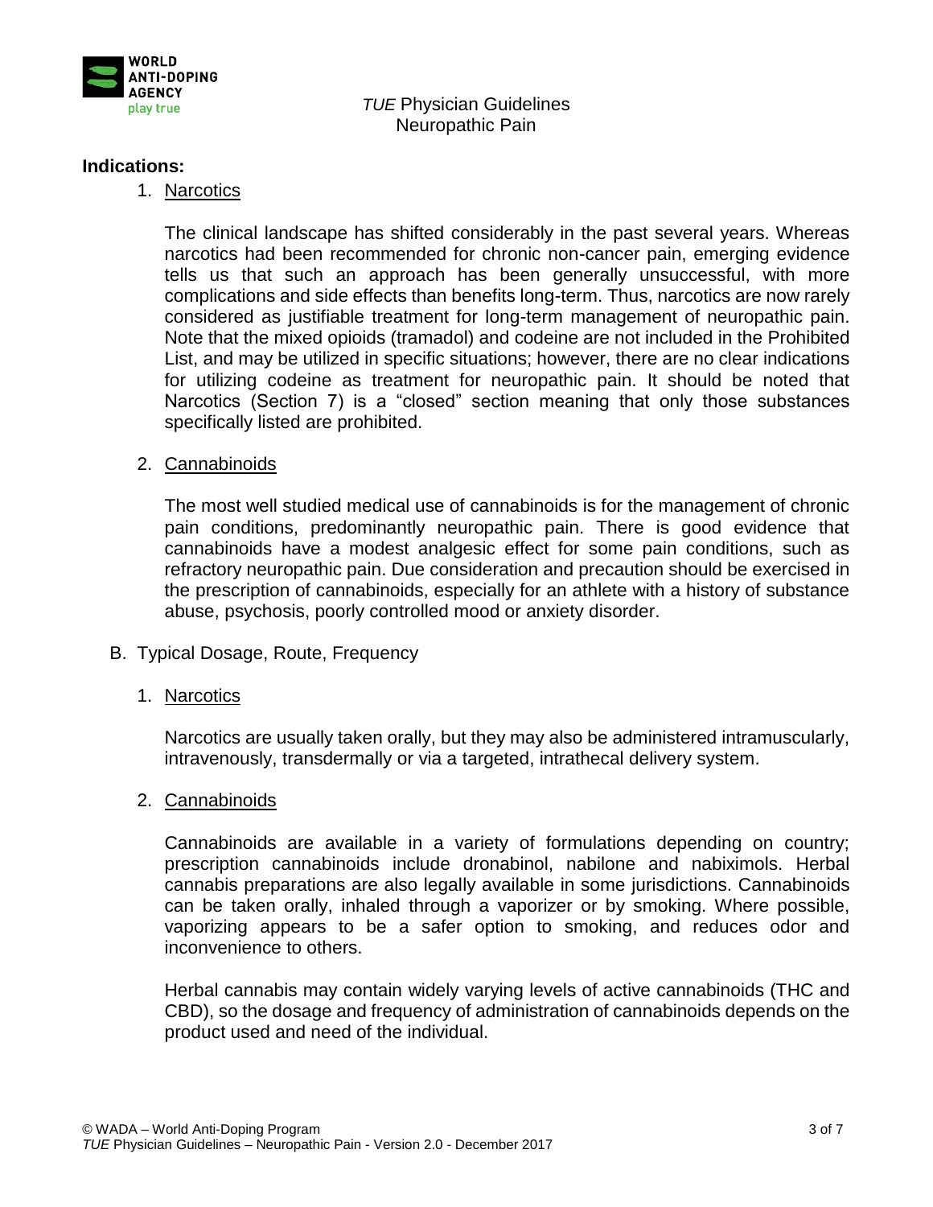**Indications:**

1. <u>Narcotics</u>

   The clinical landscape has shifted considerably in the past several years. Whereas narcotics had been recommended for chronic non-cancer pain, emerging evidence tells us that such an approach has been generally unsuccessful, with more complications and side effects than benefits long-term. Thus, narcotics are now rarely considered as justifiable treatment for long-term management of neuropathic pain. Note that the mixed opioids (tramadol) and codeine are not included in the Prohibited List, and may be utilized in specific situations; however, there are no clear indications for utilizing codeine as treatment for neuropathic pain. It should be noted that Narcotics (Section 7) is a "closed" section meaning that only those substances specifically listed are prohibited.

2. <u>Cannabinoids</u>

   The most well studied medical use of cannabinoids is for the management of chronic pain conditions, predominantly neuropathic pain. There is good evidence that cannabinoids have a modest analgesic effect for some pain conditions, such as refractory neuropathic pain. Due consideration and precaution should be exercised in the prescription of cannabinoids, especially for an athlete with a history of substance abuse, psychosis, poorly controlled mood or anxiety disorder.

B. Typical Dosage, Route, Frequency

1. <u>Narcotics</u>

   Narcotics are usually taken orally, but they may also be administered intramuscularly, intravenously, transdermally or via a targeted, intrathecal delivery system.

2. <u>Cannabinoids</u>

   Cannabinoids are available in a variety of formulations depending on country; prescription cannabinoids include dronabinol, nabilone and nabiximols. Herbal cannabis preparations are also legally available in some jurisdictions. Cannabinoids can be taken orally, inhaled through a vaporizer or by smoking. Where possible, vaporizing appears to be a safer option to smoking, and reduces odor and inconvenience to others.

   Herbal cannabis may contain widely varying levels of active cannabinoids (THC and CBD), so the dosage and frequency of administration of cannabinoids depends on the product used and need of the individual.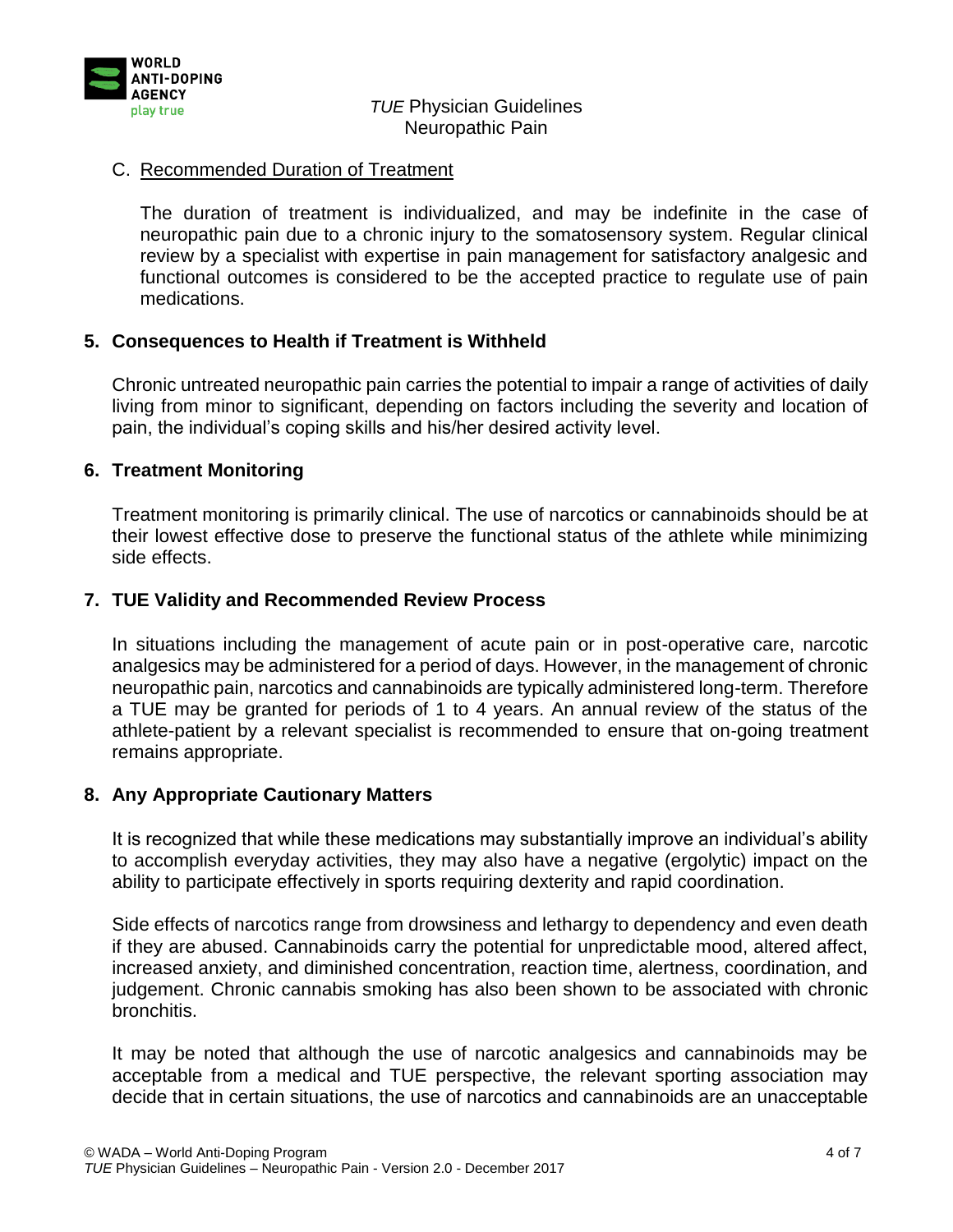C. Recommended Duration of Treatment

The duration of treatment is individualized, and may be indefinite in the case of neuropathic pain due to a chronic injury to the somatosensory system. Regular clinical review by a specialist with expertise in pain management for satisfactory analgesic and functional outcomes is considered to be the accepted practice to regulate use of pain medications.

## 5. Consequences to Health if Treatment is Withheld

Chronic untreated neuropathic pain carries the potential to impair a range of activities of daily living from minor to significant, depending on factors including the severity and location of pain, the individual's coping skills and his/her desired activity level.

## 6. Treatment Monitoring

Treatment monitoring is primarily clinical. The use of narcotics or cannabinoids should be at their lowest effective dose to preserve the functional status of the athlete while minimizing side effects.

## 7. TUE Validity and Recommended Review Process

In situations including the management of acute pain or in post-operative care, narcotic analgesics may be administered for a period of days. However, in the management of chronic neuropathic pain, narcotics and cannabinoids are typically administered long-term. Therefore a TUE may be granted for periods of 1 to 4 years. An annual review of the status of the athlete-patient by a relevant specialist is recommended to ensure that on-going treatment remains appropriate.

## 8. Any Appropriate Cautionary Matters

It is recognized that while these medications may substantially improve an individual's ability to accomplish everyday activities, they may also have a negative (ergolytic) impact on the ability to participate effectively in sports requiring dexterity and rapid coordination.

Side effects of narcotics range from drowsiness and lethargy to dependency and even death if they are abused. Cannabinoids carry the potential for unpredictable mood, altered affect, increased anxiety, and diminished concentration, reaction time, alertness, coordination, and judgement. Chronic cannabis smoking has also been shown to be associated with chronic bronchitis.

It may be noted that although the use of narcotic analgesics and cannabinoids may be acceptable from a medical and TUE perspective, the relevant sporting association may decide that in certain situations, the use of narcotics and cannabinoids are an unacceptable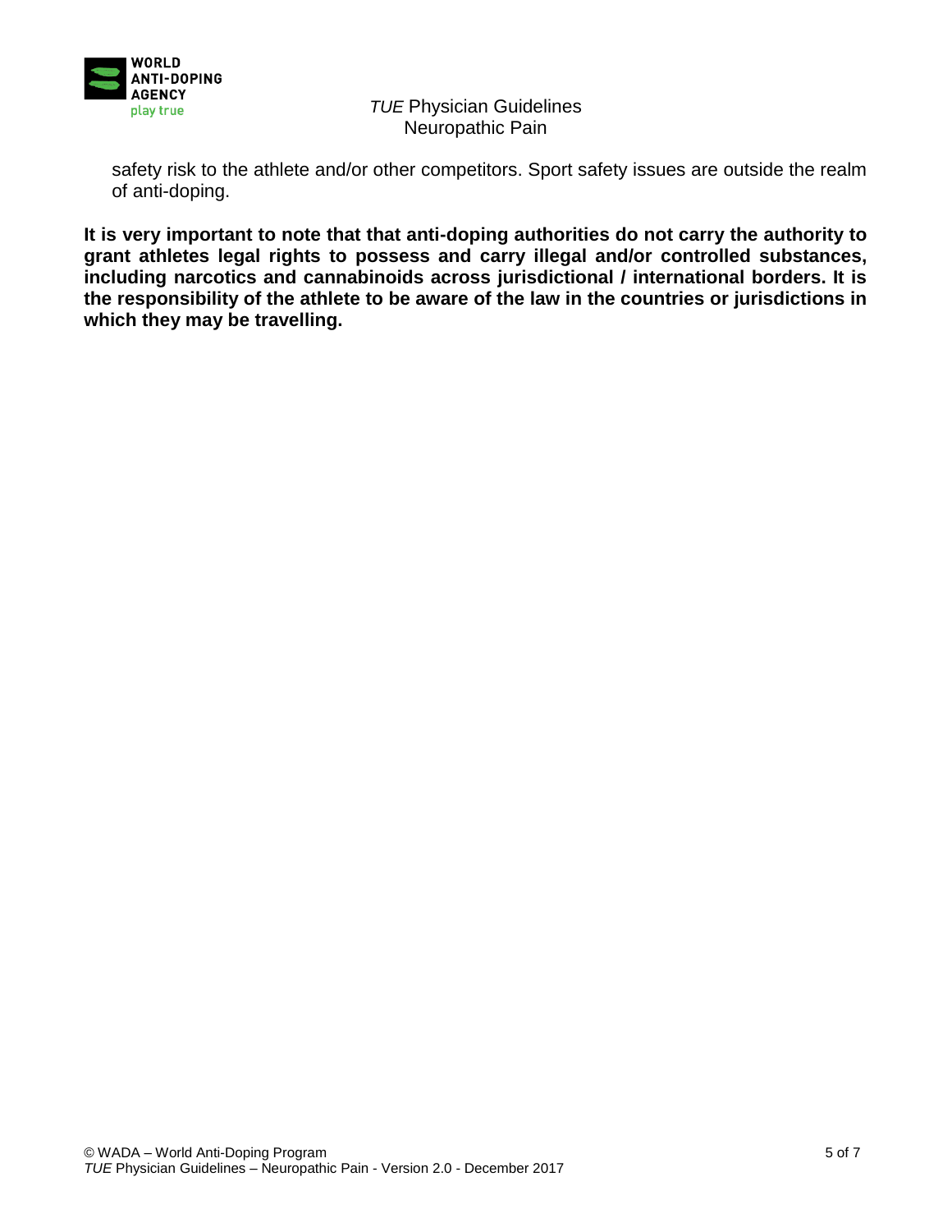safety risk to the athlete and/or other competitors. Sport safety issues are outside the realm of anti-doping.

**It is very important to note that that anti-doping authorities do not carry the authority to grant athletes legal rights to possess and carry illegal and/or controlled substances, including narcotics and cannabinoids across jurisdictional / international borders. It is the responsibility of the athlete to be aware of the law in the countries or jurisdictions in which they may be travelling.**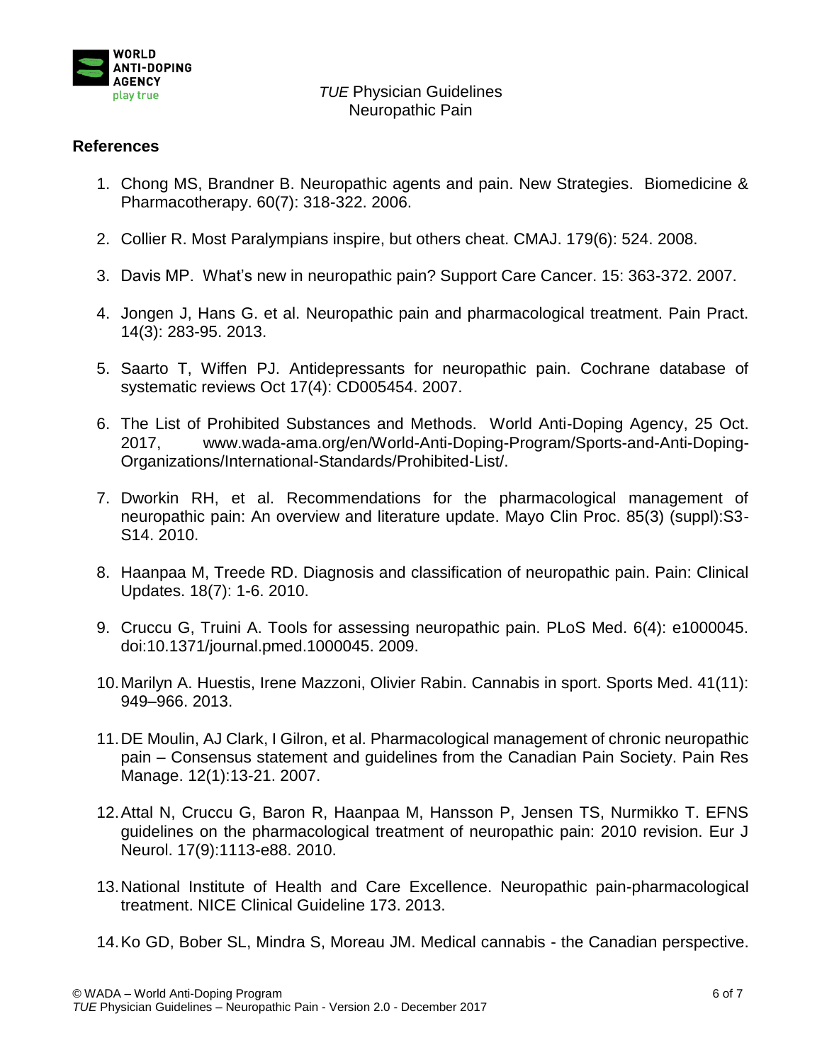## References

1. Chong MS, Brandner B. Neuropathic agents and pain. New Strategies. Biomedicine & Pharmacotherapy. 60(7): 318-322. 2006.

2. Collier R. Most Paralympians inspire, but others cheat. CMAJ. 179(6): 524. 2008.

3. Davis MP. What's new in neuropathic pain? Support Care Cancer. 15: 363-372. 2007.

4. Jongen J, Hans G. et al. Neuropathic pain and pharmacological treatment. Pain Pract. 14(3): 283-95. 2013.

5. Saarto T, Wiffen PJ. Antidepressants for neuropathic pain. Cochrane database of systematic reviews Oct 17(4): CD005454. 2007.

6. The List of Prohibited Substances and Methods. World Anti-Doping Agency, 25 Oct. 2017, www.wada-ama.org/en/World-Anti-Doping-Program/Sports-and-Anti-Doping-Organizations/International-Standards/Prohibited-List/.

7. Dworkin RH, et al. Recommendations for the pharmacological management of neuropathic pain: An overview and literature update. Mayo Clin Proc. 85(3) (suppl):S3-S14. 2010.

8. Haanpaa M, Treede RD. Diagnosis and classification of neuropathic pain. Pain: Clinical Updates. 18(7): 1-6. 2010.

9. Cruccu G, Truini A. Tools for assessing neuropathic pain. PLoS Med. 6(4): e1000045. doi:10.1371/journal.pmed.1000045. 2009.

10. Marilyn A. Huestis, Irene Mazzoni, Olivier Rabin. Cannabis in sport. Sports Med. 41(11): 949–966. 2013.

11. DE Moulin, AJ Clark, I Gilron, et al. Pharmacological management of chronic neuropathic pain – Consensus statement and guidelines from the Canadian Pain Society. Pain Res Manage. 12(1):13-21. 2007.

12. Attal N, Cruccu G, Baron R, Haanpaa M, Hansson P, Jensen TS, Nurmikko T. EFNS guidelines on the pharmacological treatment of neuropathic pain: 2010 revision. Eur J Neurol. 17(9):1113-e88. 2010.

13. National Institute of Health and Care Excellence. Neuropathic pain-pharmacological treatment. NICE Clinical Guideline 173. 2013.

14. Ko GD, Bober SL, Mindra S, Moreau JM. Medical cannabis - the Canadian perspective.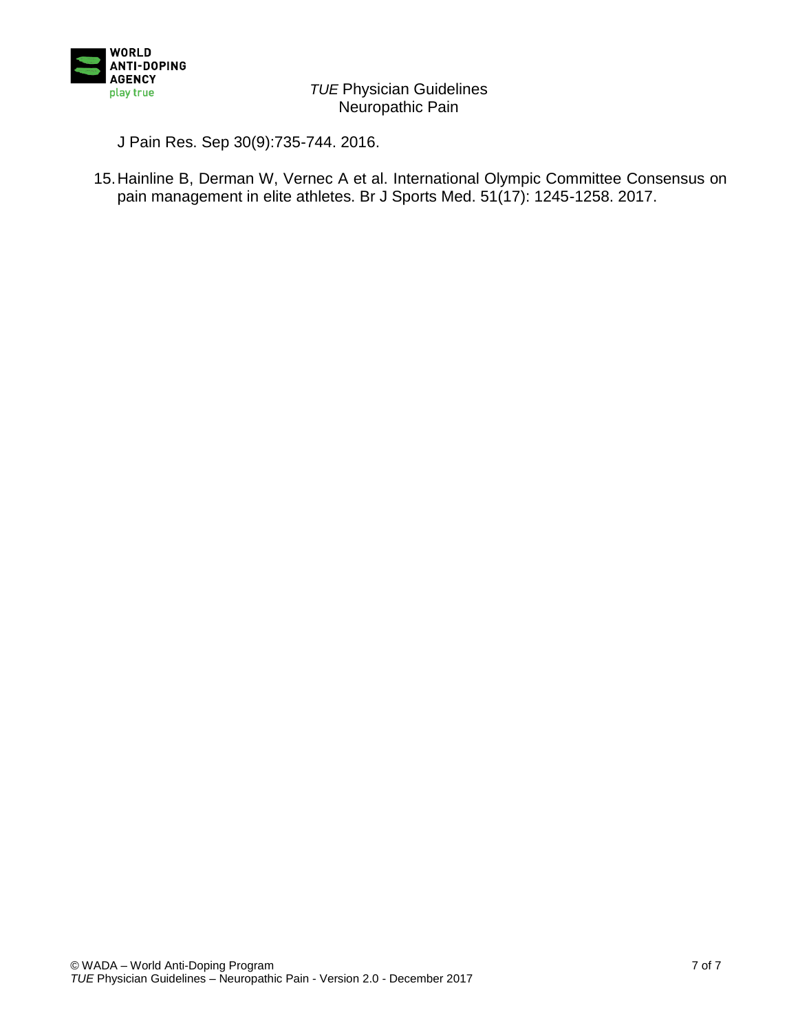J Pain Res. Sep 30(9):735-744. 2016.

15. Hainline B, Derman W, Vernec A et al. International Olympic Committee Consensus on pain management in elite athletes. Br J Sports Med. 51(17): 1245-1258. 2017.